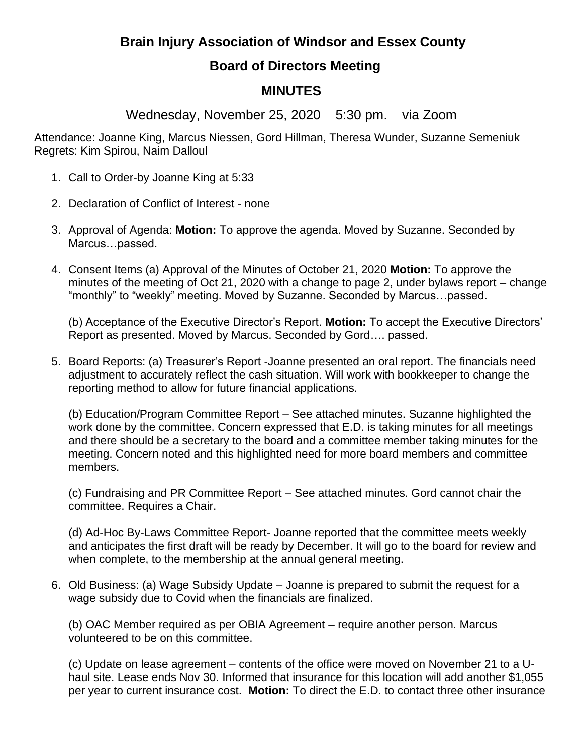# Brain Injury Association of Windsor and Essex County

## Board of Directors Meeting

## MINUTES

Wednesday, November 25, 2020    5:30 pm.    via Zoom

Attendance: Joanne King, Marcus Niessen, Gord Hillman, Theresa Wunder, Suzanne Semeniuk
Regrets: Kim Spirou, Naim Dalloul

1. Call to Order-by Joanne King at 5:33

2. Declaration of Conflict of Interest - none

3. Approval of Agenda: **Motion:** To approve the agenda. Moved by Suzanne. Seconded by Marcus…passed.

4. Consent Items (a) Approval of the Minutes of October 21, 2020 **Motion:** To approve the minutes of the meeting of Oct 21, 2020 with a change to page 2, under bylaws report – change "monthly" to "weekly" meeting. Moved by Suzanne. Seconded by Marcus…passed.

   (b) Acceptance of the Executive Director's Report. **Motion:** To accept the Executive Directors' Report as presented. Moved by Marcus. Seconded by Gord…. passed.

5. Board Reports: (a) Treasurer's Report -Joanne presented an oral report. The financials need adjustment to accurately reflect the cash situation. Will work with bookkeeper to change the reporting method to allow for future financial applications.

   (b) Education/Program Committee Report – See attached minutes. Suzanne highlighted the work done by the committee. Concern expressed that E.D. is taking minutes for all meetings and there should be a secretary to the board and a committee member taking minutes for the meeting. Concern noted and this highlighted need for more board members and committee members.

   (c) Fundraising and PR Committee Report – See attached minutes. Gord cannot chair the committee. Requires a Chair.

   (d) Ad-Hoc By-Laws Committee Report- Joanne reported that the committee meets weekly and anticipates the first draft will be ready by December. It will go to the board for review and when complete, to the membership at the annual general meeting.

6. Old Business: (a) Wage Subsidy Update – Joanne is prepared to submit the request for a wage subsidy due to Covid when the financials are finalized.

   (b) OAC Member required as per OBIA Agreement – require another person. Marcus volunteered to be on this committee.

   (c) Update on lease agreement – contents of the office were moved on November 21 to a U-haul site. Lease ends Nov 30. Informed that insurance for this location will add another $1,055 per year to current insurance cost. **Motion:** To direct the E.D. to contact three other insurance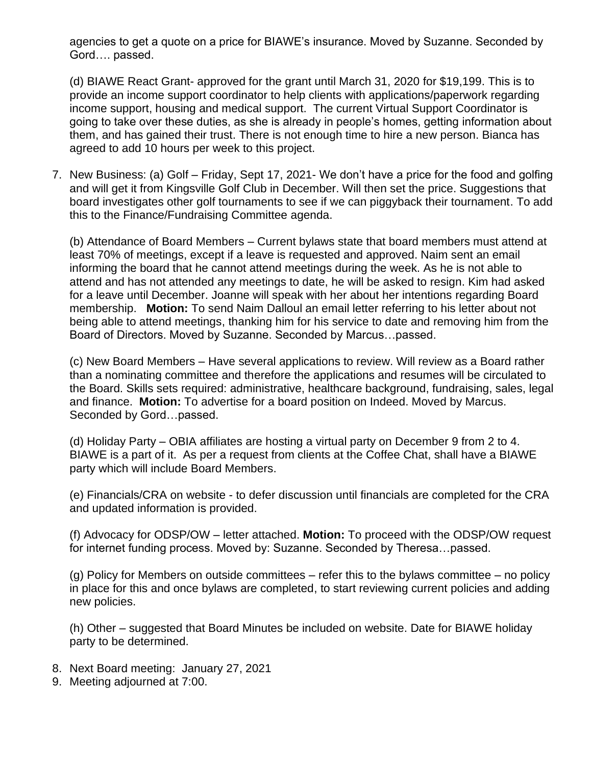agencies to get a quote on a price for BIAWE's insurance. Moved by Suzanne. Seconded by Gord…. passed.

(d) BIAWE React Grant- approved for the grant until March 31, 2020 for $19,199. This is to provide an income support coordinator to help clients with applications/paperwork regarding income support, housing and medical support. The current Virtual Support Coordinator is going to take over these duties, as she is already in people's homes, getting information about them, and has gained their trust. There is not enough time to hire a new person. Bianca has agreed to add 10 hours per week to this project.

7. New Business: (a) Golf – Friday, Sept 17, 2021- We don't have a price for the food and golfing and will get it from Kingsville Golf Club in December. Will then set the price. Suggestions that board investigates other golf tournaments to see if we can piggyback their tournament. To add this to the Finance/Fundraising Committee agenda.

   (b) Attendance of Board Members – Current bylaws state that board members must attend at least 70% of meetings, except if a leave is requested and approved. Naim sent an email informing the board that he cannot attend meetings during the week. As he is not able to attend and has not attended any meetings to date, he will be asked to resign. Kim had asked for a leave until December. Joanne will speak with her about her intentions regarding Board membership. **Motion:** To send Naim Dalloul an email letter referring to his letter about not being able to attend meetings, thanking him for his service to date and removing him from the Board of Directors. Moved by Suzanne. Seconded by Marcus…passed.

   (c) New Board Members – Have several applications to review. Will review as a Board rather than a nominating committee and therefore the applications and resumes will be circulated to the Board. Skills sets required: administrative, healthcare background, fundraising, sales, legal and finance. **Motion:** To advertise for a board position on Indeed. Moved by Marcus. Seconded by Gord…passed.

   (d) Holiday Party – OBIA affiliates are hosting a virtual party on December 9 from 2 to 4. BIAWE is a part of it. As per a request from clients at the Coffee Chat, shall have a BIAWE party which will include Board Members.

   (e) Financials/CRA on website - to defer discussion until financials are completed for the CRA and updated information is provided.

   (f) Advocacy for ODSP/OW – letter attached. **Motion:** To proceed with the ODSP/OW request for internet funding process. Moved by: Suzanne. Seconded by Theresa…passed.

   (g) Policy for Members on outside committees – refer this to the bylaws committee – no policy in place for this and once bylaws are completed, to start reviewing current policies and adding new policies.

   (h) Other – suggested that Board Minutes be included on website. Date for BIAWE holiday party to be determined.

8. Next Board meeting: January 27, 2021
9. Meeting adjourned at 7:00.